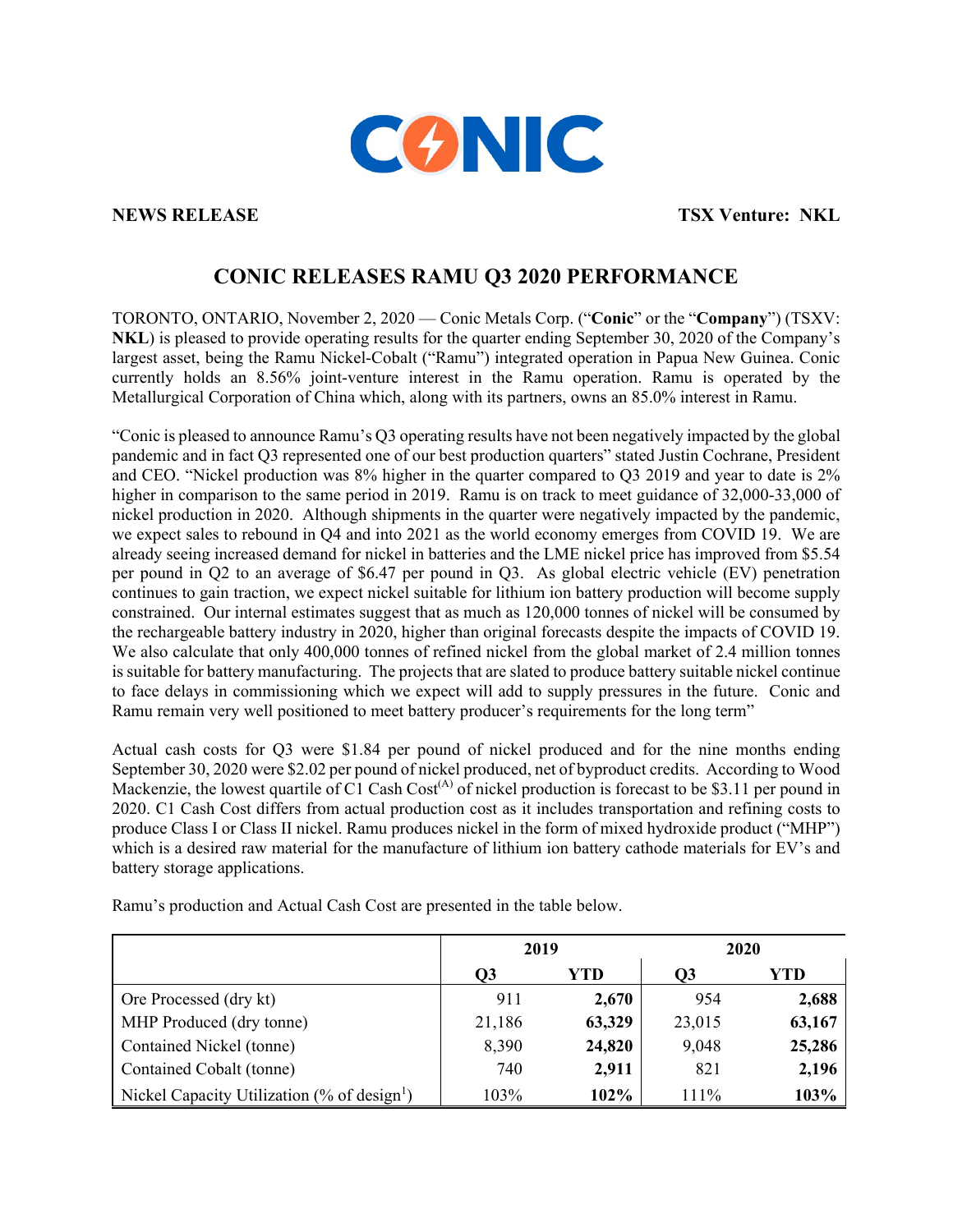**NEWS RELEASE** **TSX Venture: NKL**

# CONIC RELEASES RAMU Q3 2020 PERFORMANCE

TORONTO, ONTARIO, November 2, 2020 — Conic Metals Corp. ("**Conic**" or the "**Company**") (TSXV: **NKL**) is pleased to provide operating results for the quarter ending September 30, 2020 of the Company's largest asset, being the Ramu Nickel-Cobalt ("Ramu") integrated operation in Papua New Guinea. Conic currently holds an 8.56% joint-venture interest in the Ramu operation. Ramu is operated by the Metallurgical Corporation of China which, along with its partners, owns an 85.0% interest in Ramu.

"Conic is pleased to announce Ramu's Q3 operating results have not been negatively impacted by the global pandemic and in fact Q3 represented one of our best production quarters" stated Justin Cochrane, President and CEO. "Nickel production was 8% higher in the quarter compared to Q3 2019 and year to date is 2% higher in comparison to the same period in 2019. Ramu is on track to meet guidance of 32,000-33,000 of nickel production in 2020. Although shipments in the quarter were negatively impacted by the pandemic, we expect sales to rebound in Q4 and into 2021 as the world economy emerges from COVID 19. We are already seeing increased demand for nickel in batteries and the LME nickel price has improved from $5.54 per pound in Q2 to an average of $6.47 per pound in Q3. As global electric vehicle (EV) penetration continues to gain traction, we expect nickel suitable for lithium ion battery production will become supply constrained. Our internal estimates suggest that as much as 120,000 tonnes of nickel will be consumed by the rechargeable battery industry in 2020, higher than original forecasts despite the impacts of COVID 19. We also calculate that only 400,000 tonnes of refined nickel from the global market of 2.4 million tonnes is suitable for battery manufacturing. The projects that are slated to produce battery suitable nickel continue to face delays in commissioning which we expect will add to supply pressures in the future. Conic and Ramu remain very well positioned to meet battery producer's requirements for the long term"

Actual cash costs for Q3 were $1.84 per pound of nickel produced and for the nine months ending September 30, 2020 were $2.02 per pound of nickel produced, net of byproduct credits. According to Wood Mackenzie, the lowest quartile of C1 Cash Cost[(A)] of nickel production is forecast to be $3.11 per pound in 2020. C1 Cash Cost differs from actual production cost as it includes transportation and refining costs to produce Class I or Class II nickel. Ramu produces nickel in the form of mixed hydroxide product ("MHP") which is a desired raw material for the manufacture of lithium ion battery cathode materials for EV's and battery storage applications.

Ramu's production and Actual Cash Cost are presented in the table below.

| | 2019 | | 2020 | |
|---|---|---|---|---|
| | Q3 | YTD | Q3 | YTD |
| Ore Processed (dry kt) | 911 | **2,670** | 954 | **2,688** |
| MHP Produced (dry tonne) | 21,186 | **63,329** | 23,015 | **63,167** |
| Contained Nickel (tonne) | 8,390 | **24,820** | 9,048 | **25,286** |
| Contained Cobalt (tonne) | 740 | **2,911** | 821 | **2,196** |
| Nickel Capacity Utilization (% of design[1]) | 103% | **102%** | 111% | **103%** |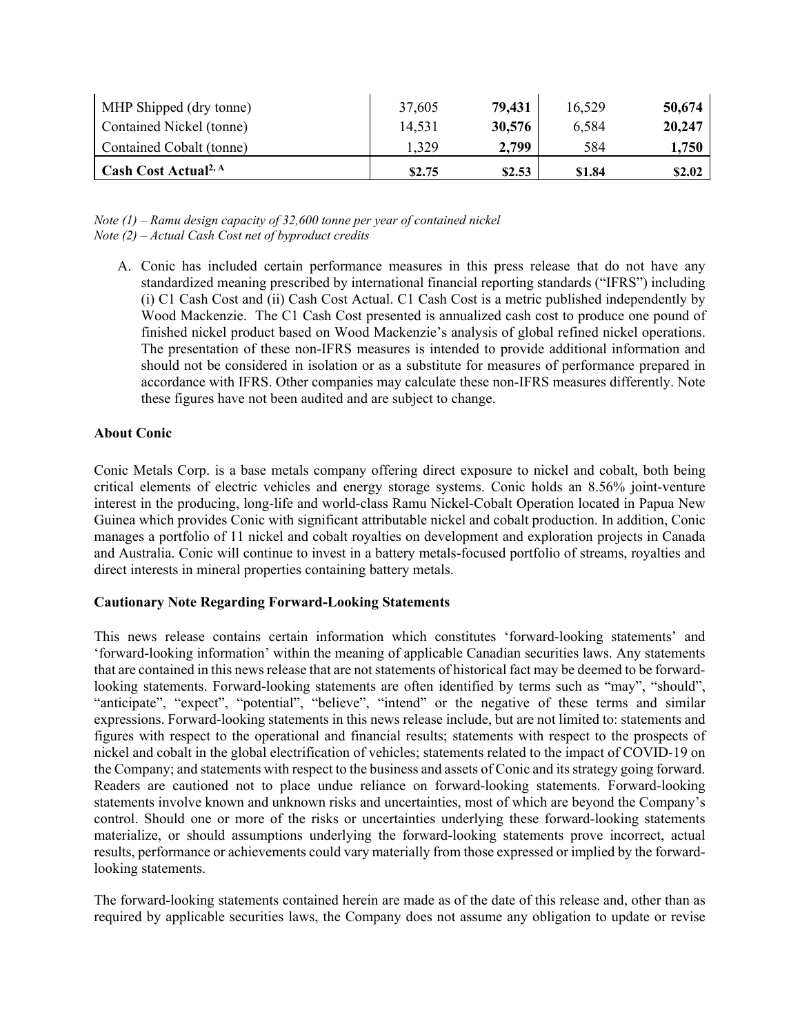| MHP Shipped (dry tonne) | 37,605 | **79,431** | 16,529 | **50,674** |
|---|---|---|---|---|
| Contained Nickel (tonne) | 14,531 | **30,576** | 6,584 | **20,247** |
| Contained Cobalt (tonne) | 1,329 | **2,799** | 584 | **1,750** |
| **Cash Cost Actual[2, A]** | **$2.75** | **$2.53** | **$1.84** | **$2.02** |

*Note (1) – Ramu design capacity of 32,600 tonne per year of contained nickel*
*Note (2) – Actual Cash Cost net of byproduct credits*

A. Conic has included certain performance measures in this press release that do not have any standardized meaning prescribed by international financial reporting standards ("IFRS") including (i) C1 Cash Cost and (ii) Cash Cost Actual. C1 Cash Cost is a metric published independently by Wood Mackenzie. The C1 Cash Cost presented is annualized cash cost to produce one pound of finished nickel product based on Wood Mackenzie's analysis of global refined nickel operations. The presentation of these non-IFRS measures is intended to provide additional information and should not be considered in isolation or as a substitute for measures of performance prepared in accordance with IFRS. Other companies may calculate these non-IFRS measures differently. Note these figures have not been audited and are subject to change.

**About Conic**

Conic Metals Corp. is a base metals company offering direct exposure to nickel and cobalt, both being critical elements of electric vehicles and energy storage systems. Conic holds an 8.56% joint-venture interest in the producing, long-life and world-class Ramu Nickel-Cobalt Operation located in Papua New Guinea which provides Conic with significant attributable nickel and cobalt production. In addition, Conic manages a portfolio of 11 nickel and cobalt royalties on development and exploration projects in Canada and Australia. Conic will continue to invest in a battery metals-focused portfolio of streams, royalties and direct interests in mineral properties containing battery metals.

**Cautionary Note Regarding Forward-Looking Statements**

This news release contains certain information which constitutes 'forward-looking statements' and 'forward-looking information' within the meaning of applicable Canadian securities laws. Any statements that are contained in this news release that are not statements of historical fact may be deemed to be forward-looking statements. Forward-looking statements are often identified by terms such as "may", "should", "anticipate", "expect", "potential", "believe", "intend" or the negative of these terms and similar expressions. Forward-looking statements in this news release include, but are not limited to: statements and figures with respect to the operational and financial results; statements with respect to the prospects of nickel and cobalt in the global electrification of vehicles; statements related to the impact of COVID-19 on the Company; and statements with respect to the business and assets of Conic and its strategy going forward. Readers are cautioned not to place undue reliance on forward-looking statements. Forward-looking statements involve known and unknown risks and uncertainties, most of which are beyond the Company's control. Should one or more of the risks or uncertainties underlying these forward-looking statements materialize, or should assumptions underlying the forward-looking statements prove incorrect, actual results, performance or achievements could vary materially from those expressed or implied by the forward-looking statements.

The forward-looking statements contained herein are made as of the date of this release and, other than as required by applicable securities laws, the Company does not assume any obligation to update or revise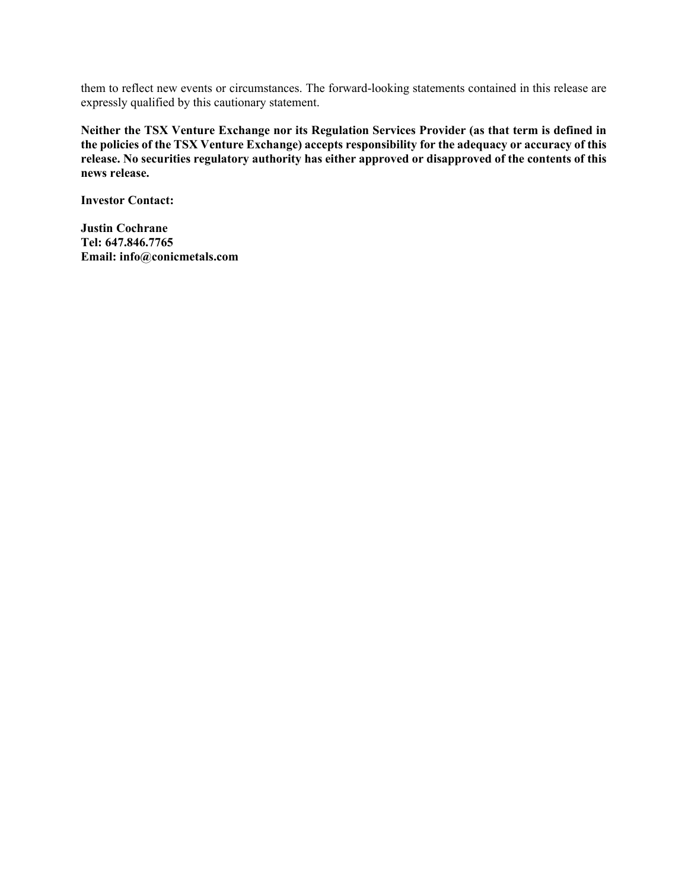them to reflect new events or circumstances. The forward-looking statements contained in this release are expressly qualified by this cautionary statement.

**Neither the TSX Venture Exchange nor its Regulation Services Provider (as that term is defined in the policies of the TSX Venture Exchange) accepts responsibility for the adequacy or accuracy of this release. No securities regulatory authority has either approved or disapproved of the contents of this news release.**

**Investor Contact:**

**Justin Cochrane**
**Tel: 647.846.7765**
**Email: info@conicmetals.com**